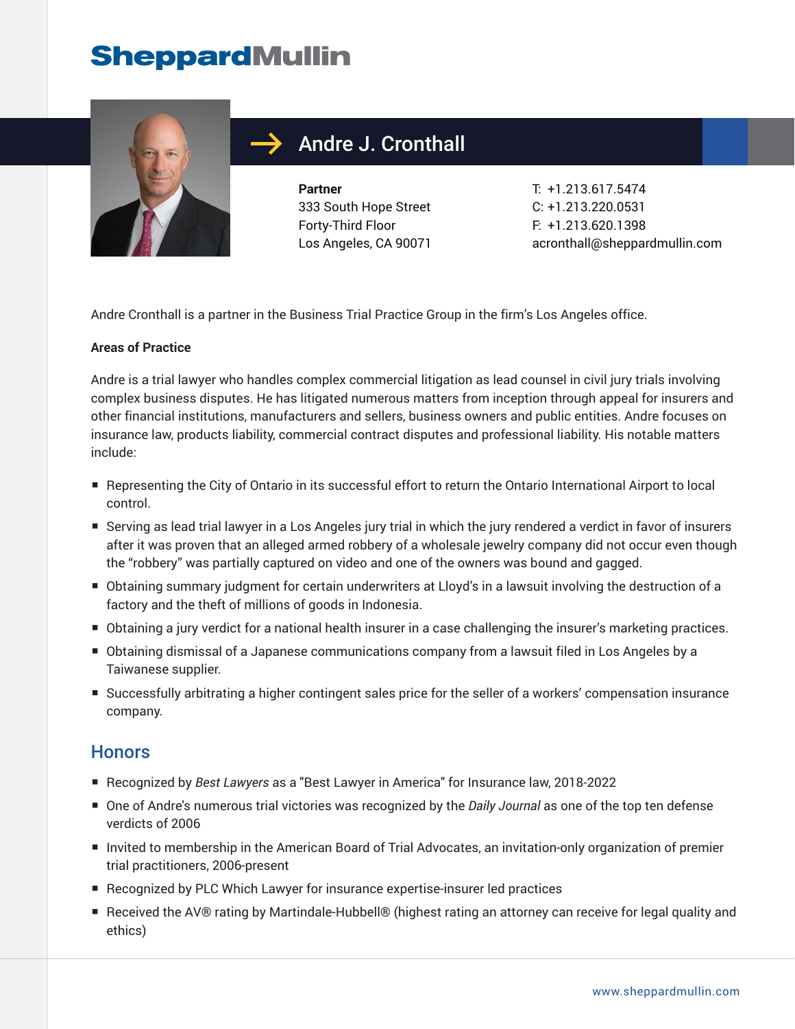# SheppardMullin

## Andre J. Cronthall

**Partner**
333 South Hope Street
Forty-Third Floor
Los Angeles, CA 90071

T: +1.213.617.5474
C: +1.213.220.0531
F: +1.213.620.1398
acronthall@sheppardmullin.com

Andre Cronthall is a partner in the Business Trial Practice Group in the firm's Los Angeles office.

**Areas of Practice**

Andre is a trial lawyer who handles complex commercial litigation as lead counsel in civil jury trials involving complex business disputes. He has litigated numerous matters from inception through appeal for insurers and other financial institutions, manufacturers and sellers, business owners and public entities. Andre focuses on insurance law, products liability, commercial contract disputes and professional liability. His notable matters include:

- Representing the City of Ontario in its successful effort to return the Ontario International Airport to local control.
- Serving as lead trial lawyer in a Los Angeles jury trial in which the jury rendered a verdict in favor of insurers after it was proven that an alleged armed robbery of a wholesale jewelry company did not occur even though the "robbery" was partially captured on video and one of the owners was bound and gagged.
- Obtaining summary judgment for certain underwriters at Lloyd's in a lawsuit involving the destruction of a factory and the theft of millions of goods in Indonesia.
- Obtaining a jury verdict for a national health insurer in a case challenging the insurer's marketing practices.
- Obtaining dismissal of a Japanese communications company from a lawsuit filed in Los Angeles by a Taiwanese supplier.
- Successfully arbitrating a higher contingent sales price for the seller of a workers' compensation insurance company.

## Honors

- Recognized by *Best Lawyers* as a "Best Lawyer in America" for Insurance law, 2018-2022
- One of Andre's numerous trial victories was recognized by the *Daily Journal* as one of the top ten defense verdicts of 2006
- Invited to membership in the American Board of Trial Advocates, an invitation-only organization of premier trial practitioners, 2006-present
- Recognized by PLC Which Lawyer for insurance expertise-insurer led practices
- Received the AV® rating by Martindale-Hubbell® (highest rating an attorney can receive for legal quality and ethics)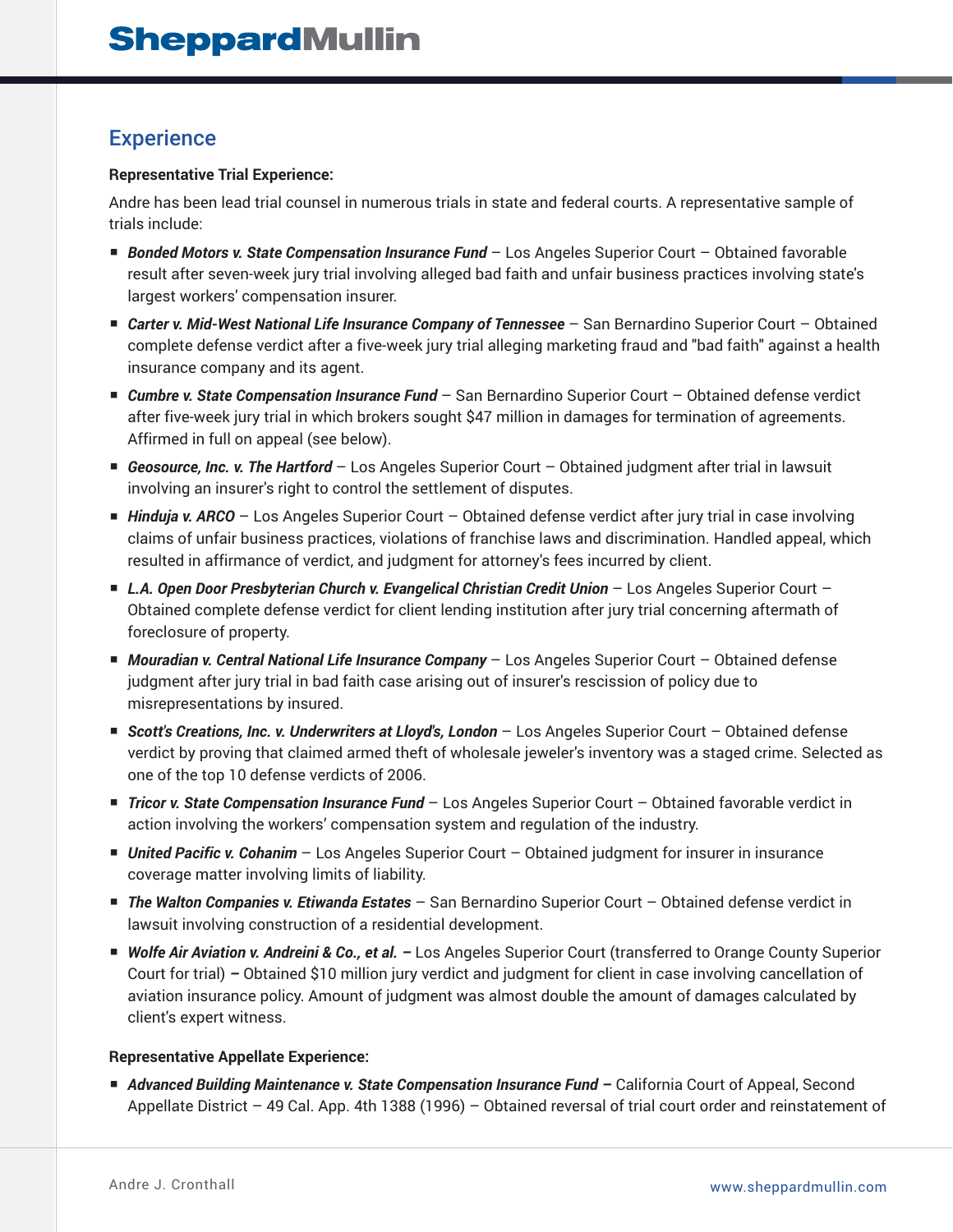## Experience

**Representative Trial Experience:**

Andre has been lead trial counsel in numerous trials in state and federal courts. A representative sample of trials include:

- ***Bonded Motors v. State Compensation Insurance Fund*** – Los Angeles Superior Court – Obtained favorable result after seven-week jury trial involving alleged bad faith and unfair business practices involving state's largest workers' compensation insurer.
- ***Carter v. Mid-West National Life Insurance Company of Tennessee*** – San Bernardino Superior Court – Obtained complete defense verdict after a five-week jury trial alleging marketing fraud and "bad faith" against a health insurance company and its agent.
- ***Cumbre v. State Compensation Insurance Fund*** – San Bernardino Superior Court – Obtained defense verdict after five-week jury trial in which brokers sought $47 million in damages for termination of agreements. Affirmed in full on appeal (see below).
- ***Geosource, Inc. v. The Hartford*** – Los Angeles Superior Court – Obtained judgment after trial in lawsuit involving an insurer's right to control the settlement of disputes.
- ***Hinduja v. ARCO*** – Los Angeles Superior Court – Obtained defense verdict after jury trial in case involving claims of unfair business practices, violations of franchise laws and discrimination. Handled appeal, which resulted in affirmance of verdict, and judgment for attorney's fees incurred by client.
- ***L.A. Open Door Presbyterian Church v. Evangelical Christian Credit Union*** – Los Angeles Superior Court – Obtained complete defense verdict for client lending institution after jury trial concerning aftermath of foreclosure of property.
- ***Mouradian v. Central National Life Insurance Company*** – Los Angeles Superior Court – Obtained defense judgment after jury trial in bad faith case arising out of insurer's rescission of policy due to misrepresentations by insured.
- ***Scott's Creations, Inc. v. Underwriters at Lloyd's, London*** – Los Angeles Superior Court – Obtained defense verdict by proving that claimed armed theft of wholesale jeweler's inventory was a staged crime. Selected as one of the top 10 defense verdicts of 2006.
- ***Tricor v. State Compensation Insurance Fund*** – Los Angeles Superior Court – Obtained favorable verdict in action involving the workers' compensation system and regulation of the industry.
- ***United Pacific v. Cohanim*** – Los Angeles Superior Court – Obtained judgment for insurer in insurance coverage matter involving limits of liability.
- ***The Walton Companies v. Etiwanda Estates*** – San Bernardino Superior Court – Obtained defense verdict in lawsuit involving construction of a residential development.
- ***Wolfe Air Aviation v. Andreini & Co., et al.* –** Los Angeles Superior Court (transferred to Orange County Superior Court for trial) **–** Obtained $10 million jury verdict and judgment for client in case involving cancellation of aviation insurance policy. Amount of judgment was almost double the amount of damages calculated by client's expert witness.

**Representative Appellate Experience:**

- ***Advanced Building Maintenance v. State Compensation Insurance Fund* –** California Court of Appeal, Second Appellate District – 49 Cal. App. 4th 1388 (1996) – Obtained reversal of trial court order and reinstatement of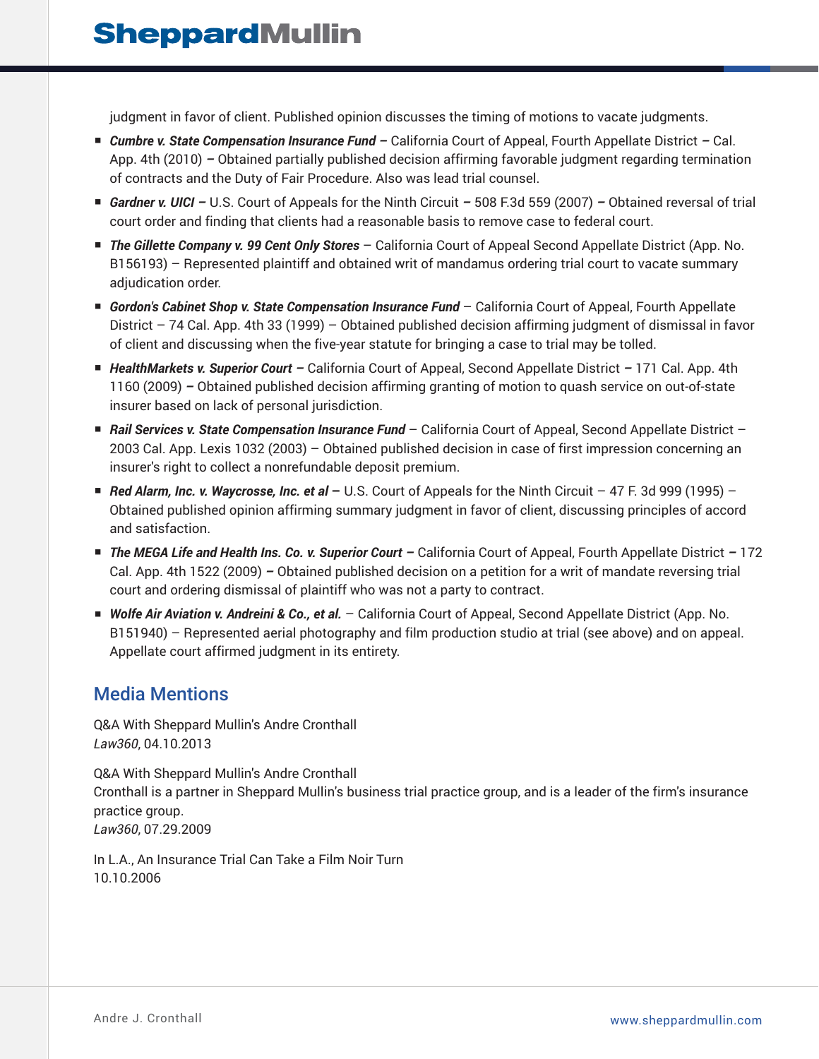judgment in favor of client. Published opinion discusses the timing of motions to vacate judgments.

- ***Cumbre v. State Compensation Insurance Fund –*** California Court of Appeal, Fourth Appellate District **–** Cal. App. 4th (2010) **–** Obtained partially published decision affirming favorable judgment regarding termination of contracts and the Duty of Fair Procedure. Also was lead trial counsel.
- ***Gardner v. UICI –*** U.S. Court of Appeals for the Ninth Circuit **–** 508 F.3d 559 (2007) **–** Obtained reversal of trial court order and finding that clients had a reasonable basis to remove case to federal court.
- ***The Gillette Company v. 99 Cent Only Stores*** – California Court of Appeal Second Appellate District (App. No. B156193) – Represented plaintiff and obtained writ of mandamus ordering trial court to vacate summary adjudication order.
- ***Gordon's Cabinet Shop v. State Compensation Insurance Fund*** – California Court of Appeal, Fourth Appellate District – 74 Cal. App. 4th 33 (1999) – Obtained published decision affirming judgment of dismissal in favor of client and discussing when the five-year statute for bringing a case to trial may be tolled.
- ***HealthMarkets v. Superior Court –*** California Court of Appeal, Second Appellate District **–** 171 Cal. App. 4th 1160 (2009) **–** Obtained published decision affirming granting of motion to quash service on out-of-state insurer based on lack of personal jurisdiction.
- ***Rail Services v. State Compensation Insurance Fund*** – California Court of Appeal, Second Appellate District – 2003 Cal. App. Lexis 1032 (2003) – Obtained published decision in case of first impression concerning an insurer's right to collect a nonrefundable deposit premium.
- ***Red Alarm, Inc. v. Waycrosse, Inc. et al –*** U.S. Court of Appeals for the Ninth Circuit – 47 F. 3d 999 (1995) – Obtained published opinion affirming summary judgment in favor of client, discussing principles of accord and satisfaction.
- ***The MEGA Life and Health Ins. Co. v. Superior Court –*** California Court of Appeal, Fourth Appellate District **–** 172 Cal. App. 4th 1522 (2009) **–** Obtained published decision on a petition for a writ of mandate reversing trial court and ordering dismissal of plaintiff who was not a party to contract.
- ***Wolfe Air Aviation v. Andreini & Co., et al.*** – California Court of Appeal, Second Appellate District (App. No. B151940) – Represented aerial photography and film production studio at trial (see above) and on appeal. Appellate court affirmed judgment in its entirety.

## Media Mentions

Q&A With Sheppard Mullin's Andre Cronthall
*Law360*, 04.10.2013

Q&A With Sheppard Mullin's Andre Cronthall
Cronthall is a partner in Sheppard Mullin's business trial practice group, and is a leader of the firm's insurance practice group.
*Law360*, 07.29.2009

In L.A., An Insurance Trial Can Take a Film Noir Turn
10.10.2006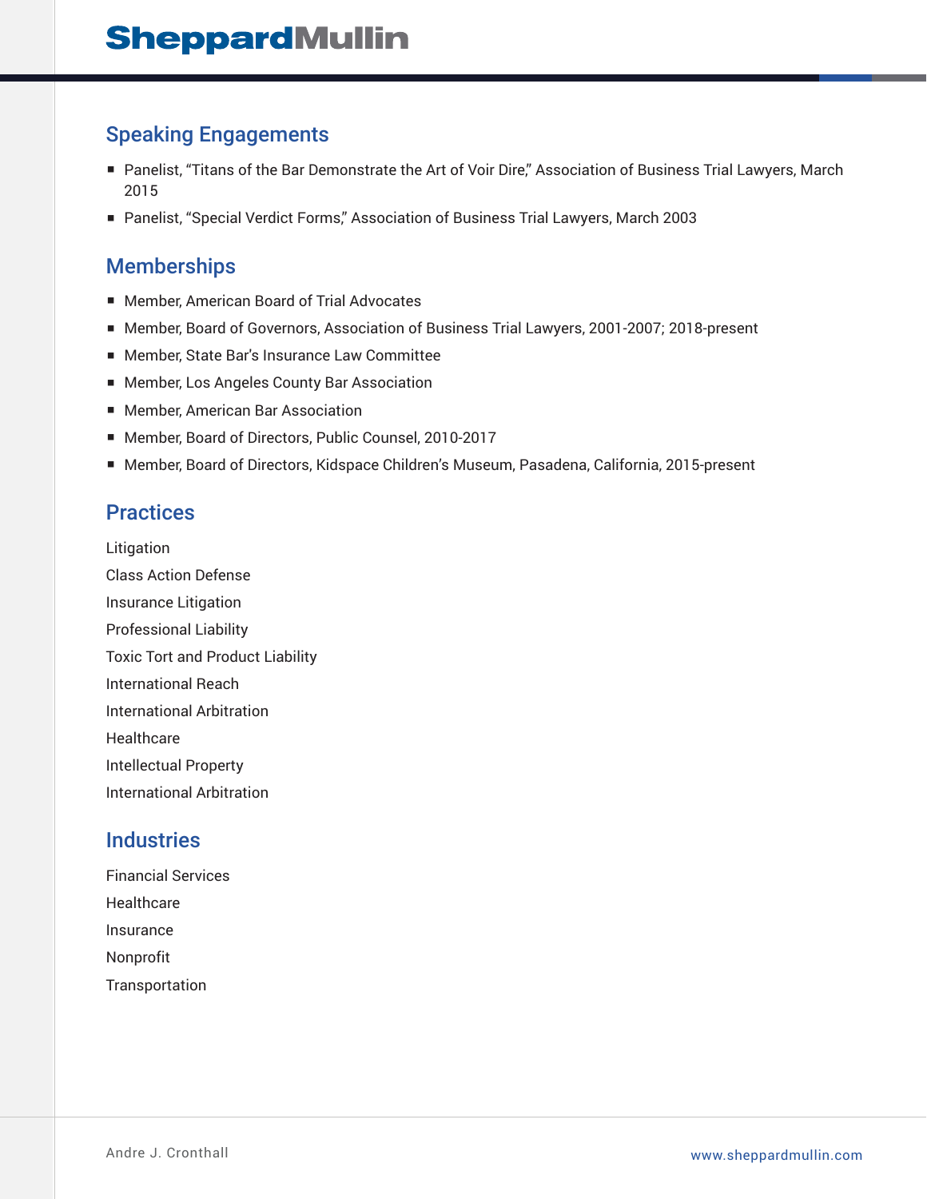## Speaking Engagements

- Panelist, "Titans of the Bar Demonstrate the Art of Voir Dire," Association of Business Trial Lawyers, March 2015
- Panelist, "Special Verdict Forms," Association of Business Trial Lawyers, March 2003

## Memberships

- Member, American Board of Trial Advocates
- Member, Board of Governors, Association of Business Trial Lawyers, 2001-2007; 2018-present
- Member, State Bar's Insurance Law Committee
- Member, Los Angeles County Bar Association
- Member, American Bar Association
- Member, Board of Directors, Public Counsel, 2010-2017
- Member, Board of Directors, Kidspace Children's Museum, Pasadena, California, 2015-present

## Practices

Litigation

Class Action Defense

Insurance Litigation

Professional Liability

Toxic Tort and Product Liability

International Reach

International Arbitration

Healthcare

Intellectual Property

International Arbitration

## Industries

Financial Services

Healthcare

Insurance

Nonprofit

Transportation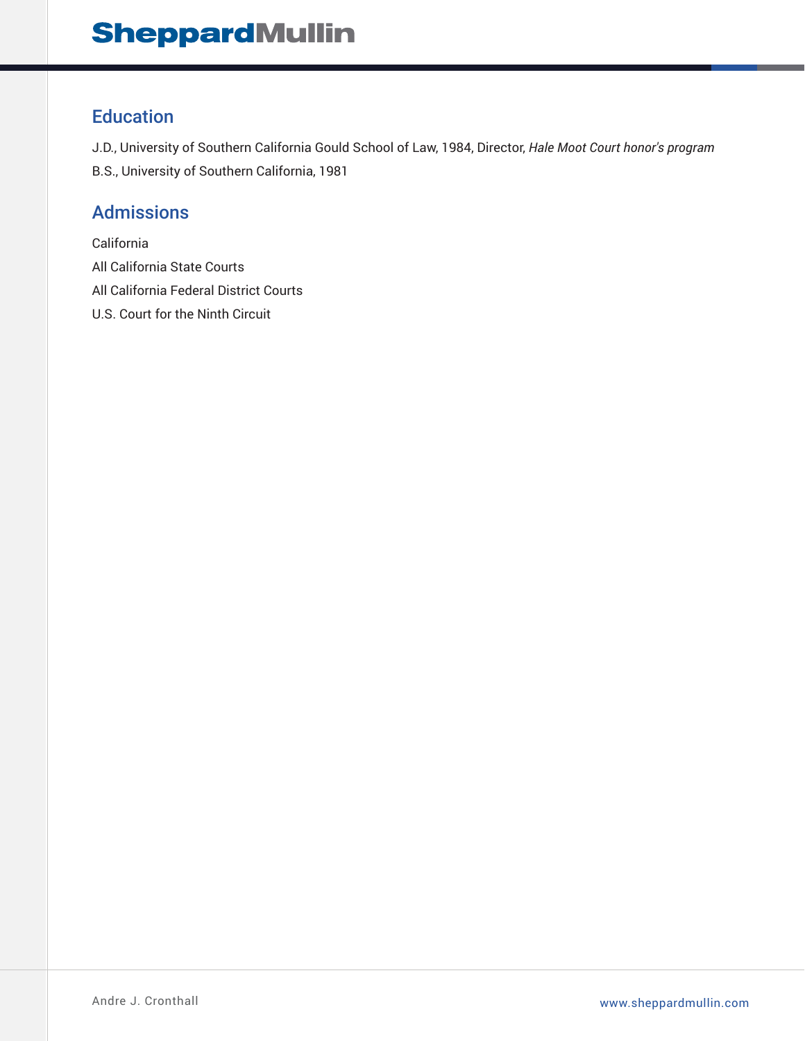## Education

J.D., University of Southern California Gould School of Law, 1984, Director, *Hale Moot Court honor's program*

B.S., University of Southern California, 1981

## Admissions

California

All California State Courts

All California Federal District Courts

U.S. Court for the Ninth Circuit